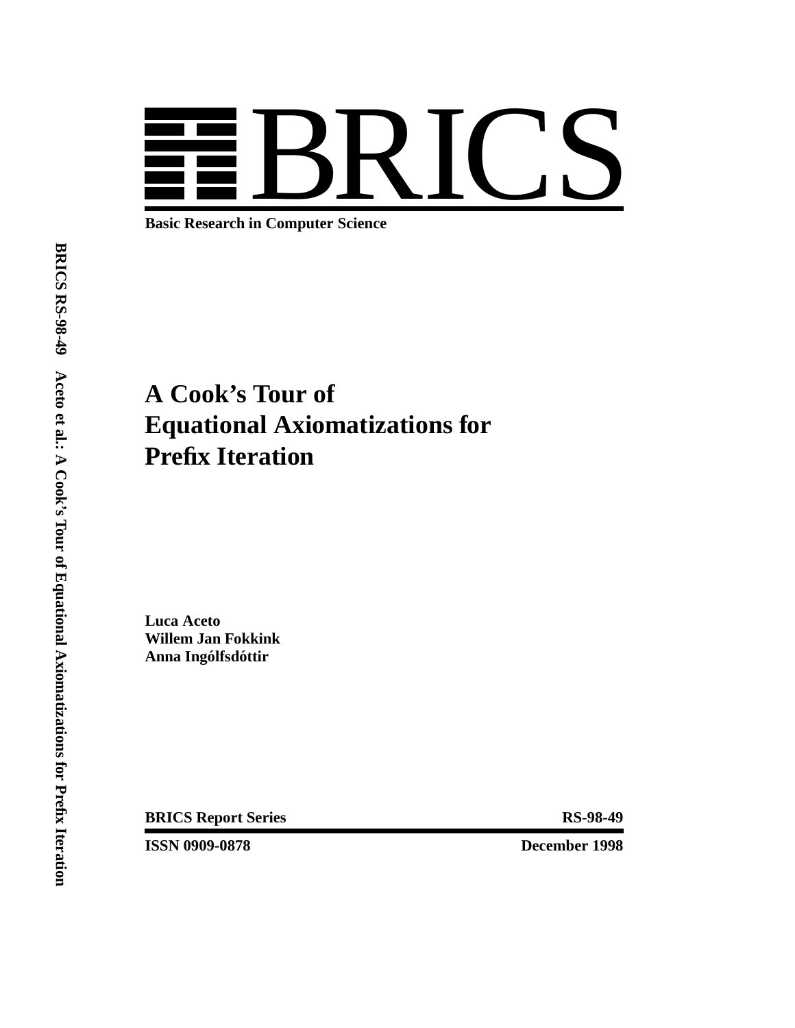# BRICS

**Basic Research in Computer Science**

# A Cook's Tour of Equational Axiomatizations for Prefix Iteration

**Luca Aceto**
**Willem Jan Fokkink**
**Anna Ingólfsdóttir**

**BRICS Report Series** **RS-98-49**

**ISSN 0909-0878** **December 1998**

**BRICS RS-98-49 Aceto et al.: A Cook's Tour of Equational Axiomatizations for Prefix Iteration**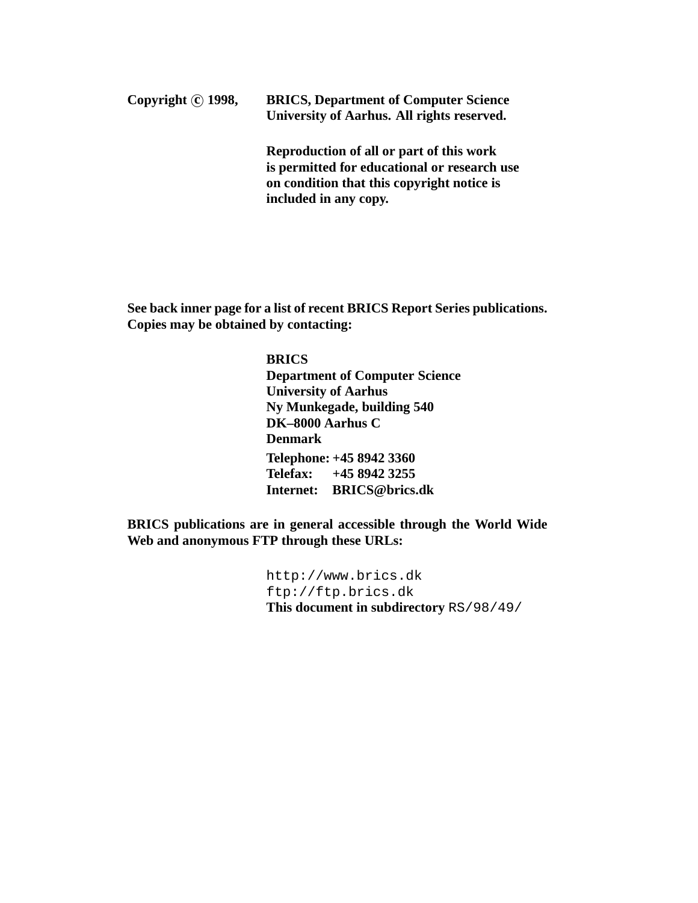**Copyright © 1998, BRICS, Department of Computer Science University of Aarhus. All rights reserved.**

**Reproduction of all or part of this work is permitted for educational or research use on condition that this copyright notice is included in any copy.**

**See back inner page for a list of recent BRICS Report Series publications. Copies may be obtained by contacting:**

**BRICS**
**Department of Computer Science**
**University of Aarhus**
**Ny Munkegade, building 540**
**DK–8000 Aarhus C**
**Denmark**
**Telephone: +45 8942 3360**
**Telefax: +45 8942 3255**
**Internet: BRICS@brics.dk**

**BRICS publications are in general accessible through the World Wide Web and anonymous FTP through these URLs:**

`http://www.brics.dk`
`ftp://ftp.brics.dk`
**This document in subdirectory** `RS/98/49/`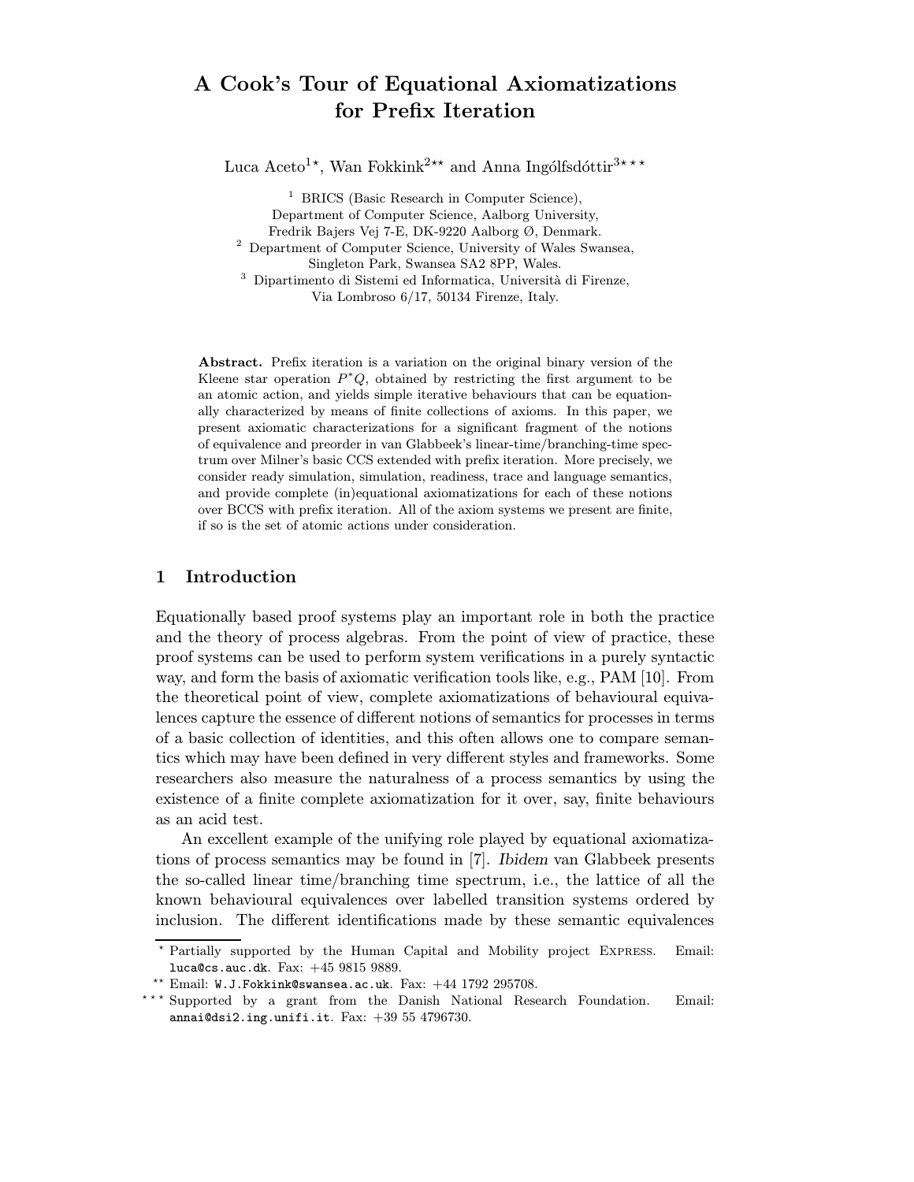# A Cook's Tour of Equational Axiomatizations for Prefix Iteration

Luca Aceto[1]⋆, Wan Fokkink[2]⋆⋆ and Anna Ingólfsdóttir[3]⋆⋆⋆

[1] BRICS (Basic Research in Computer Science), Department of Computer Science, Aalborg University, Fredrik Bajers Vej 7-E, DK-9220 Aalborg Ø, Denmark.

[2] Department of Computer Science, University of Wales Swansea, Singleton Park, Swansea SA2 8PP, Wales.

[3] Dipartimento di Sistemi ed Informatica, Università di Firenze, Via Lombroso 6/17, 50134 Firenze, Italy.

**Abstract.** Prefix iteration is a variation on the original binary version of the Kleene star operation $P^*Q$, obtained by restricting the first argument to be an atomic action, and yields simple iterative behaviours that can be equationally characterized by means of finite collections of axioms. In this paper, we present axiomatic characterizations for a significant fragment of the notions of equivalence and preorder in van Glabbeek's linear-time/branching-time spectrum over Milner's basic CCS extended with prefix iteration. More precisely, we consider ready simulation, simulation, readiness, trace and language semantics, and provide complete (in)equational axiomatizations for each of these notions over BCCS with prefix iteration. All of the axiom systems we present are finite, if so is the set of atomic actions under consideration.

## 1 Introduction

Equationally based proof systems play an important role in both the practice and the theory of process algebras. From the point of view of practice, these proof systems can be used to perform system verifications in a purely syntactic way, and form the basis of axiomatic verification tools like, e.g., PAM [10]. From the theoretical point of view, complete axiomatizations of behavioural equivalences capture the essence of different notions of semantics for processes in terms of a basic collection of identities, and this often allows one to compare semantics which may have been defined in very different styles and frameworks. Some researchers also measure the naturalness of a process semantics by using the existence of a finite complete axiomatization for it over, say, finite behaviours as an acid test.

An excellent example of the unifying role played by equational axiomatizations of process semantics may be found in [7]. *Ibidem* van Glabbeek presents the so-called linear time/branching time spectrum, i.e., the lattice of all the known behavioural equivalences over labelled transition systems ordered by inclusion. The different identifications made by these semantic equivalences

---

⋆ Partially supported by the Human Capital and Mobility project Express. Email: luca@cs.auc.dk. Fax: +45 9815 9889.

⋆⋆ Email: W.J.Fokkink@swansea.ac.uk. Fax: +44 1792 295708.

⋆⋆⋆ Supported by a grant from the Danish National Research Foundation. Email: annai@dsi2.ing.unifi.it. Fax: +39 55 4796730.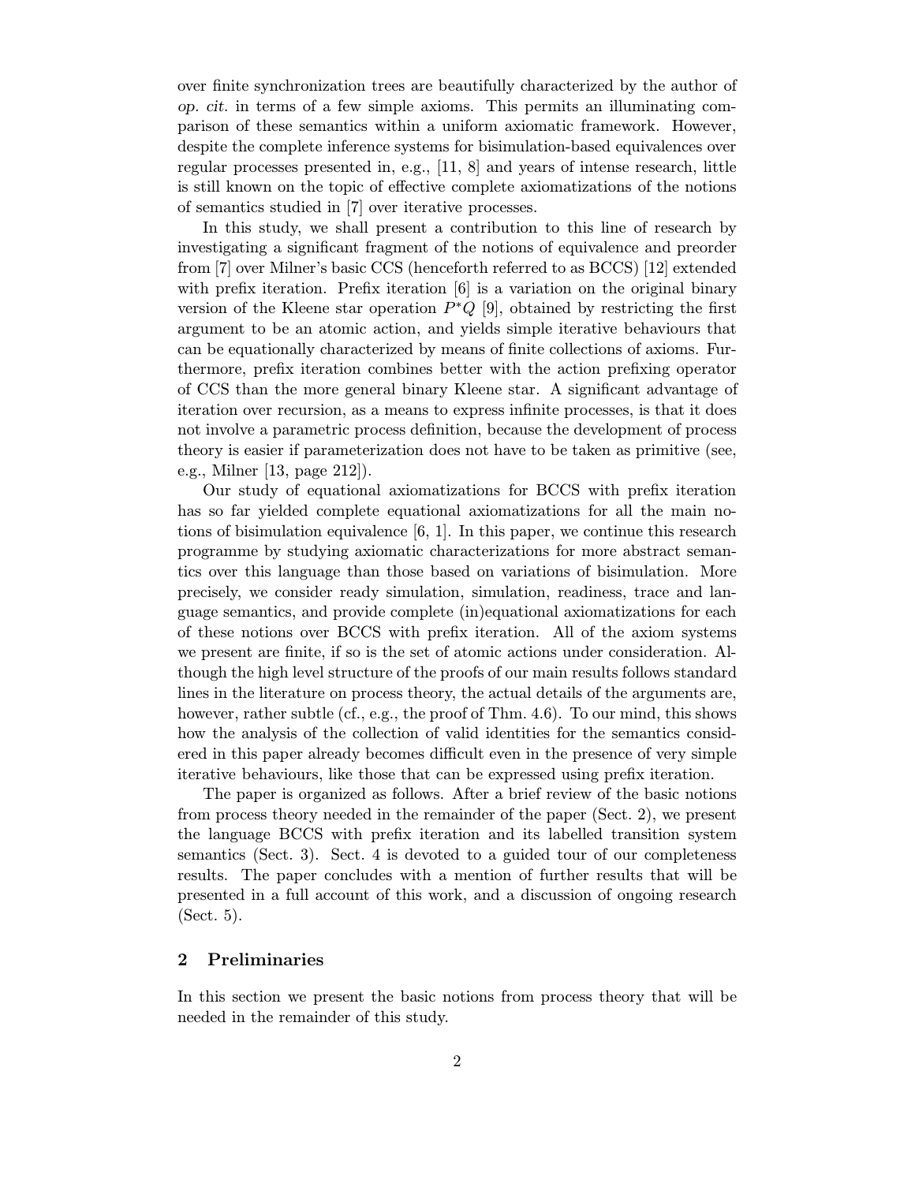over finite synchronization trees are beautifully characterized by the author of *op. cit.* in terms of a few simple axioms. This permits an illuminating comparison of these semantics within a uniform axiomatic framework. However, despite the complete inference systems for bisimulation-based equivalences over regular processes presented in, e.g., [11, 8] and years of intense research, little is still known on the topic of effective complete axiomatizations of the notions of semantics studied in [7] over iterative processes.

In this study, we shall present a contribution to this line of research by investigating a significant fragment of the notions of equivalence and preorder from [7] over Milner's basic CCS (henceforth referred to as BCCS) [12] extended with prefix iteration. Prefix iteration [6] is a variation on the original binary version of the Kleene star operation $P^*Q$ [9], obtained by restricting the first argument to be an atomic action, and yields simple iterative behaviours that can be equationally characterized by means of finite collections of axioms. Furthermore, prefix iteration combines better with the action prefixing operator of CCS than the more general binary Kleene star. A significant advantage of iteration over recursion, as a means to express infinite processes, is that it does not involve a parametric process definition, because the development of process theory is easier if parameterization does not have to be taken as primitive (see, e.g., Milner [13, page 212]).

Our study of equational axiomatizations for BCCS with prefix iteration has so far yielded complete equational axiomatizations for all the main notions of bisimulation equivalence [6, 1]. In this paper, we continue this research programme by studying axiomatic characterizations for more abstract semantics over this language than those based on variations of bisimulation. More precisely, we consider ready simulation, simulation, readiness, trace and language semantics, and provide complete (in)equational axiomatizations for each of these notions over BCCS with prefix iteration. All of the axiom systems we present are finite, if so is the set of atomic actions under consideration. Although the high level structure of the proofs of our main results follows standard lines in the literature on process theory, the actual details of the arguments are, however, rather subtle (cf., e.g., the proof of Thm. 4.6). To our mind, this shows how the analysis of the collection of valid identities for the semantics considered in this paper already becomes difficult even in the presence of very simple iterative behaviours, like those that can be expressed using prefix iteration.

The paper is organized as follows. After a brief review of the basic notions from process theory needed in the remainder of the paper (Sect. 2), we present the language BCCS with prefix iteration and its labelled transition system semantics (Sect. 3). Sect. 4 is devoted to a guided tour of our completeness results. The paper concludes with a mention of further results that will be presented in a full account of this work, and a discussion of ongoing research (Sect. 5).

## 2 Preliminaries

In this section we present the basic notions from process theory that will be needed in the remainder of this study.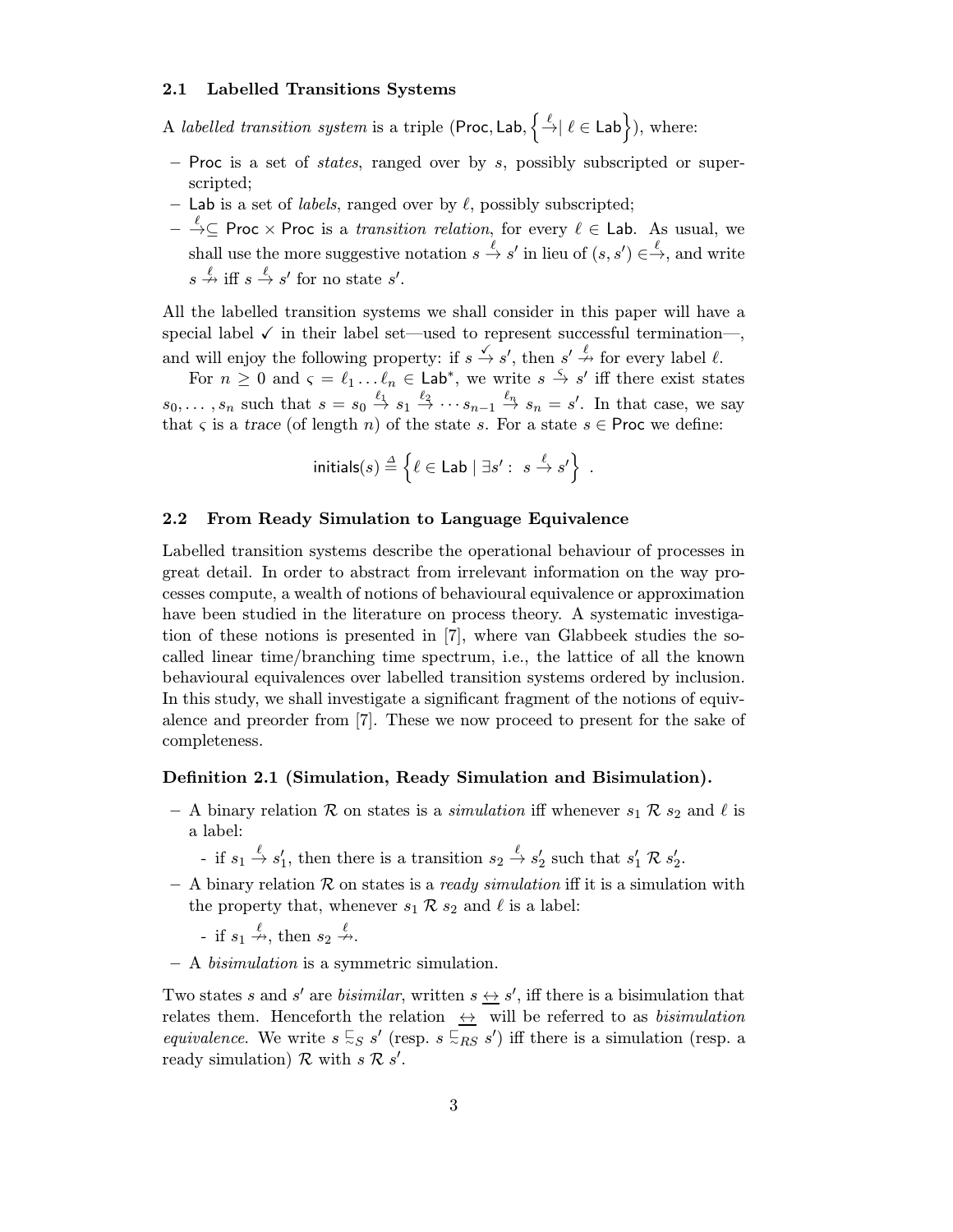### 2.1 Labelled Transitions Systems

A *labelled transition system* is a triple $(\mathsf{Proc}, \mathsf{Lab}, \left\{ \stackrel{\ell}{\rightarrow} \mid \ell \in \mathsf{Lab} \right\})$, where:

- $\mathsf{Proc}$ is a set of *states*, ranged over by $s$, possibly subscripted or superscripted;
- $\mathsf{Lab}$ is a set of *labels*, ranged over by $\ell$, possibly subscripted;
- $\stackrel{\ell}{\rightarrow} \subseteq \mathsf{Proc} \times \mathsf{Proc}$ is a *transition relation*, for every $\ell \in \mathsf{Lab}$. As usual, we shall use the more suggestive notation $s \stackrel{\ell}{\rightarrow} s'$ in lieu of $(s, s') \in \stackrel{\ell}{\rightarrow}$, and write $s \stackrel{\ell}{\nrightarrow}$ iff $s \stackrel{\ell}{\rightarrow} s'$ for no state $s'$.

All the labelled transition systems we shall consider in this paper will have a special label $\checkmark$ in their label set—used to represent successful termination—, and will enjoy the following property: if $s \stackrel{\checkmark}{\rightarrow} s'$, then $s' \stackrel{\ell}{\nrightarrow}$ for every label $\ell$.

For $n \geq 0$ and $\varsigma = \ell_1 \ldots \ell_n \in \mathsf{Lab}^*$, we write $s \stackrel{\varsigma}{\rightarrow} s'$ iff there exist states $s_0, \ldots, s_n$ such that $s = s_0 \stackrel{\ell_1}{\rightarrow} s_1 \stackrel{\ell_2}{\rightarrow} \cdots s_{n-1} \stackrel{\ell_n}{\rightarrow} s_n = s'$. In that case, we say that $\varsigma$ is a *trace* (of length $n$) of the state $s$. For a state $s \in \mathsf{Proc}$ we define:

$$\mathsf{initials}(s) \stackrel{\Delta}{=} \left\{ \ell \in \mathsf{Lab} \mid \exists s' : \ s \stackrel{\ell}{\rightarrow} s' \right\} \ .$$

### 2.2 From Ready Simulation to Language Equivalence

Labelled transition systems describe the operational behaviour of processes in great detail. In order to abstract from irrelevant information on the way processes compute, a wealth of notions of behavioural equivalence or approximation have been studied in the literature on process theory. A systematic investigation of these notions is presented in [7], where van Glabbeek studies the so-called linear time/branching time spectrum, i.e., the lattice of all the known behavioural equivalences over labelled transition systems ordered by inclusion. In this study, we shall investigate a significant fragment of the notions of equivalence and preorder from [7]. These we now proceed to present for the sake of completeness.

**Definition 2.1 (Simulation, Ready Simulation and Bisimulation).**

- A binary relation $\mathcal{R}$ on states is a *simulation* iff whenever $s_1 \mathrel{\mathcal{R}} s_2$ and $\ell$ is a label:
  - if $s_1 \stackrel{\ell}{\rightarrow} s_1'$, then there is a transition $s_2 \stackrel{\ell}{\rightarrow} s_2'$ such that $s_1' \mathrel{\mathcal{R}} s_2'$.
- A binary relation $\mathcal{R}$ on states is a *ready simulation* iff it is a simulation with the property that, whenever $s_1 \mathrel{\mathcal{R}} s_2$ and $\ell$ is a label:
  - if $s_1 \stackrel{\ell}{\nrightarrow}$, then $s_2 \stackrel{\ell}{\nrightarrow}$.
- A *bisimulation* is a symmetric simulation.

Two states $s$ and $s'$ are *bisimilar*, written $s \leftrightarroweq s'$, iff there is a bisimulation that relates them. Henceforth the relation $\leftrightarroweq$ will be referred to as *bisimulation equivalence*. We write $s \sqsubseteq_S s'$ (resp. $s \sqsubseteq_{RS} s'$) iff there is a simulation (resp. a ready simulation) $\mathcal{R}$ with $s \mathrel{\mathcal{R}} s'$.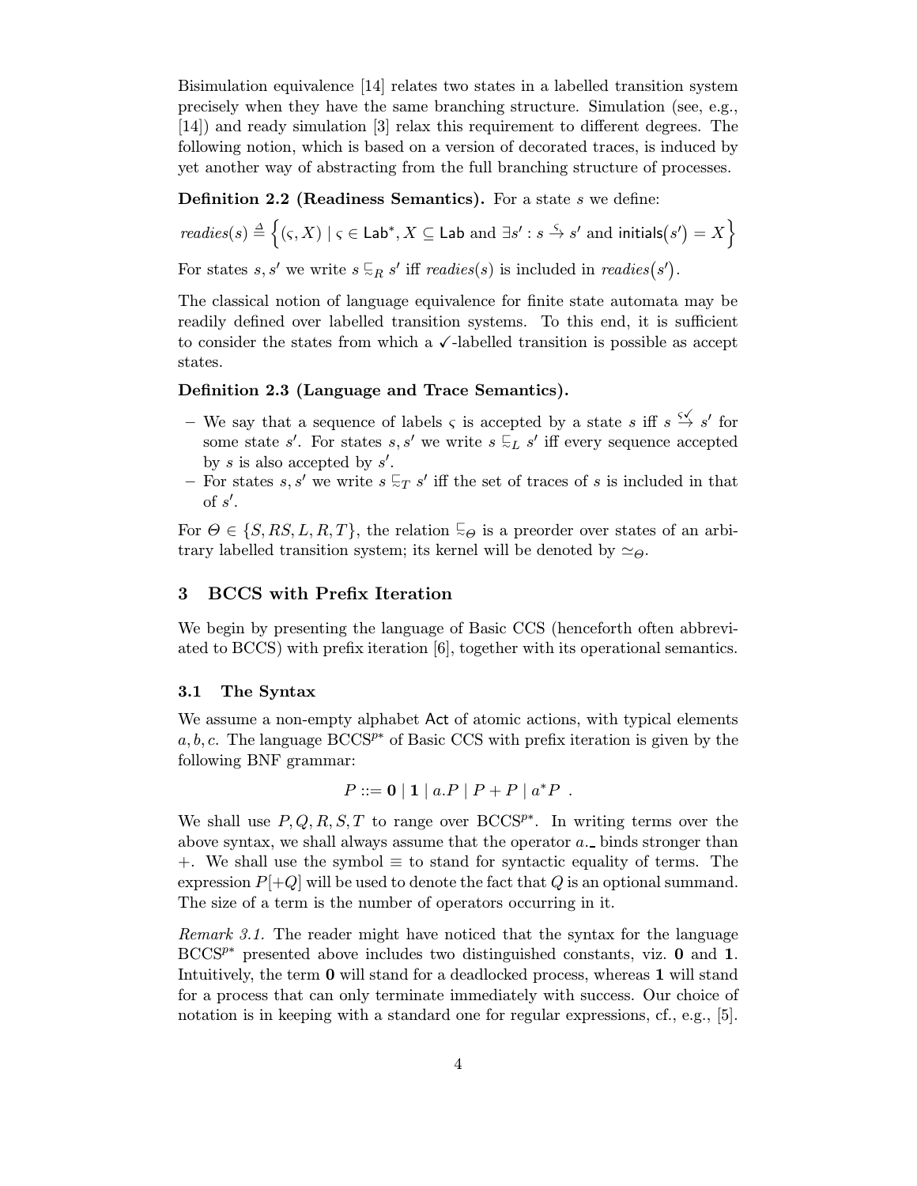Bisimulation equivalence [14] relates two states in a labelled transition system precisely when they have the same branching structure. Simulation (see, e.g., [14]) and ready simulation [3] relax this requirement to different degrees. The following notion, which is based on a version of decorated traces, is induced by yet another way of abstracting from the full branching structure of processes.

**Definition 2.2 (Readiness Semantics).** For a state $s$ we define:

$$readies(s) \triangleq \Big\{(\varsigma, X) \mid \varsigma \in \mathsf{Lab}^*, X \subseteq \mathsf{Lab} \text{ and } \exists s' : s \stackrel{\varsigma}{\to} s' \text{ and } \mathsf{initials}\big(s'\big) = X\Big\}$$

For states $s, s'$ we write $s \sqsubseteq_R s'$ iff $readies(s)$ is included in $readies\big(s'\big)$.

The classical notion of language equivalence for finite state automata may be readily defined over labelled transition systems. To this end, it is sufficient to consider the states from which a $\checkmark$-labelled transition is possible as accept states.

**Definition 2.3 (Language and Trace Semantics).**

- We say that a sequence of labels $\varsigma$ is accepted by a state $s$ iff $s \stackrel{\varsigma\checkmark}{\to} s'$ for some state $s'$. For states $s, s'$ we write $s \sqsubseteq_L s'$ iff every sequence accepted by $s$ is also accepted by $s'$.
- For states $s, s'$ we write $s \sqsubseteq_T s'$ iff the set of traces of $s$ is included in that of $s'$.

For $\Theta \in \{S, RS, L, R, T\}$, the relation $\sqsubseteq_\Theta$ is a preorder over states of an arbitrary labelled transition system; its kernel will be denoted by $\simeq_\Theta$.

## 3 BCCS with Prefix Iteration

We begin by presenting the language of Basic CCS (henceforth often abbreviated to BCCS) with prefix iteration [6], together with its operational semantics.

### 3.1 The Syntax

We assume a non-empty alphabet $\mathsf{Act}$ of atomic actions, with typical elements $a, b, c$. The language $\mathrm{BCCS}^{p*}$ of Basic CCS with prefix iteration is given by the following BNF grammar:

$$P ::= \mathbf{0} \mid \mathbf{1} \mid a.P \mid P + P \mid a^*P \ .$$

We shall use $P, Q, R, S, T$ to range over $\mathrm{BCCS}^{p*}$. In writing terms over the above syntax, we shall always assume that the operator $a.\_$ binds stronger than $+$. We shall use the symbol $\equiv$ to stand for syntactic equality of terms. The expression $P[+Q]$ will be used to denote the fact that $Q$ is an optional summand. The size of a term is the number of operators occurring in it.

*Remark 3.1.* The reader might have noticed that the syntax for the language $\mathrm{BCCS}^{p*}$ presented above includes two distinguished constants, viz. $\mathbf{0}$ and $\mathbf{1}$. Intuitively, the term $\mathbf{0}$ will stand for a deadlocked process, whereas $\mathbf{1}$ will stand for a process that can only terminate immediately with success. Our choice of notation is in keeping with a standard one for regular expressions, cf., e.g., [5].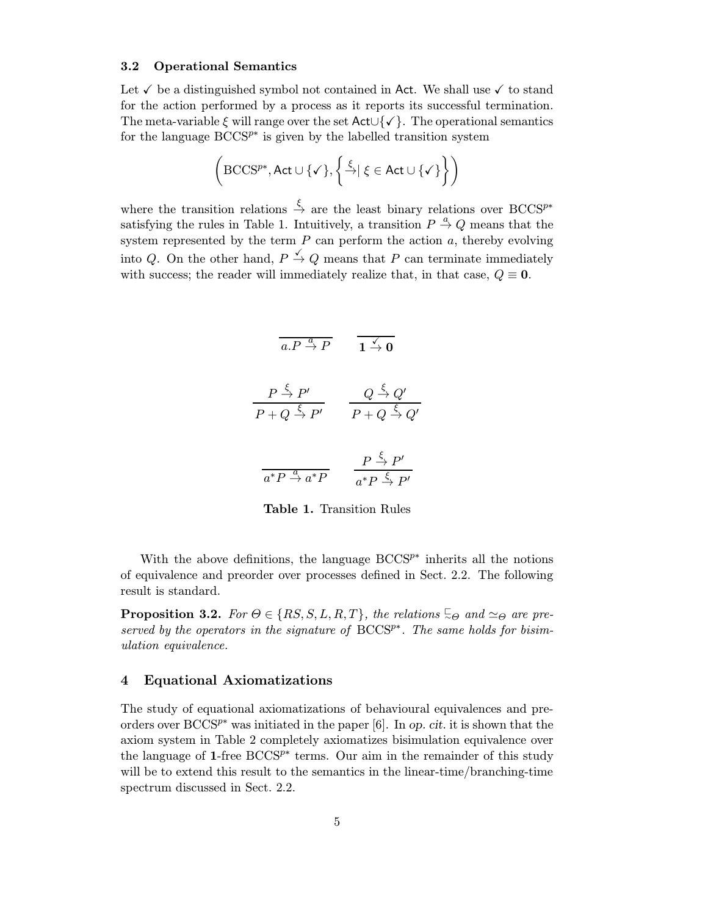### 3.2 Operational Semantics

Let $\checkmark$ be a distinguished symbol not contained in $\mathsf{Act}$. We shall use $\checkmark$ to stand for the action performed by a process as it reports its successful termination. The meta-variable $\xi$ will range over the set $\mathsf{Act} \cup \{\checkmark\}$. The operational semantics for the language BCCS$^{p*}$ is given by the labelled transition system

$$\left(\mathrm{BCCS}^{p*}, \mathsf{Act} \cup \{\checkmark\}, \left\{ \stackrel{\xi}{\to} \mid \xi \in \mathsf{Act} \cup \{\checkmark\} \right\} \right)$$

where the transition relations $\stackrel{\xi}{\to}$ are the least binary relations over BCCS$^{p*}$ satisfying the rules in Table 1. Intuitively, a transition $P \stackrel{a}{\to} Q$ means that the system represented by the term $P$ can perform the action $a$, thereby evolving into $Q$. On the other hand, $P \stackrel{\checkmark}{\to} Q$ means that $P$ can terminate immediately with success; the reader will immediately realize that, in that case, $Q \equiv \mathbf{0}$.

$$\frac{}{a.P \stackrel{a}{\to} P} \qquad \frac{}{\mathbf{1} \stackrel{\checkmark}{\to} \mathbf{0}}$$

$$\frac{P \stackrel{\xi}{\to} P'}{P + Q \stackrel{\xi}{\to} P'} \qquad \frac{Q \stackrel{\xi}{\to} Q'}{P + Q \stackrel{\xi}{\to} Q'}$$

$$\frac{}{a^*P \stackrel{a}{\to} a^*P} \qquad \frac{P \stackrel{\xi}{\to} P'}{a^*P \stackrel{\xi}{\to} P'}$$

**Table 1.** Transition Rules

With the above definitions, the language BCCS$^{p*}$ inherits all the notions of equivalence and preorder over processes defined in Sect. 2.2. The following result is standard.

**Proposition 3.2.** *For $\Theta \in \{RS, S, L, R, T\}$, the relations $\sqsubseteq_\Theta$ and $\simeq_\Theta$ are preserved by the operators in the signature of* BCCS$^{p*}$*. The same holds for bisimulation equivalence.*

## 4 Equational Axiomatizations

The study of equational axiomatizations of behavioural equivalences and preorders over BCCS$^{p*}$ was initiated in the paper [6]. In *op. cit.* it is shown that the axiom system in Table 2 completely axiomatizes bisimulation equivalence over the language of $\mathbf{1}$-free BCCS$^{p*}$ terms. Our aim in the remainder of this study will be to extend this result to the semantics in the linear-time/branching-time spectrum discussed in Sect. 2.2.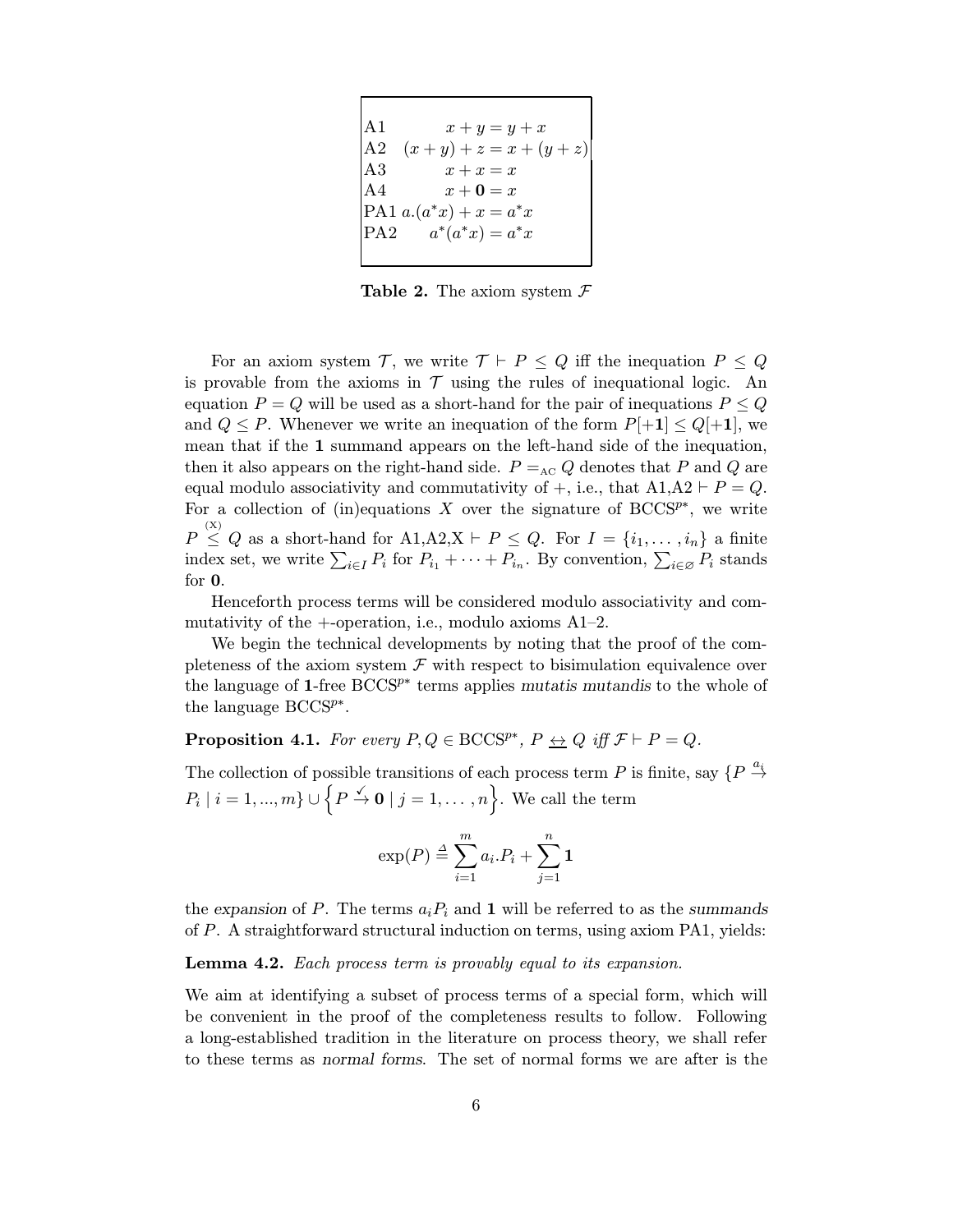| | |
|---|---|
| A1 | $x + y = y + x$ |
| A2 | $(x + y) + z = x + (y + z)$ |
| A3 | $x + x = x$ |
| A4 | $x + \mathbf{0} = x$ |
| PA1 | $a.(a^*x) + x = a^*x$ |
| PA2 | $a^*(a^*x) = a^*x$ |

**Table 2.** The axiom system $\mathcal{F}$

For an axiom system $\mathcal{T}$, we write $\mathcal{T} \vdash P \leq Q$ iff the inequation $P \leq Q$ is provable from the axioms in $\mathcal{T}$ using the rules of inequational logic. An equation $P = Q$ will be used as a short-hand for the pair of inequations $P \leq Q$ and $Q \leq P$. Whenever we write an inequation of the form $P[+\mathbf{1}] \leq Q[+\mathbf{1}]$, we mean that if the $\mathbf{1}$ summand appears on the left-hand side of the inequation, then it also appears on the right-hand side. $P =_{\mathrm{AC}} Q$ denotes that $P$ and $Q$ are equal modulo associativity and commutativity of $+$, i.e., that A1,A2 $\vdash P = Q$. For a collection of (in)equations $X$ over the signature of BCCS$^{p*}$, we write $P \overset{(\mathrm{X})}{\leq} Q$ as a short-hand for A1,A2,X $\vdash P \leq Q$. For $I = \{i_1, \ldots, i_n\}$ a finite index set, we write $\sum_{i \in I} P_i$ for $P_{i_1} + \cdots + P_{i_n}$. By convention, $\sum_{i \in \varnothing} P_i$ stands for $\mathbf{0}$.

Henceforth process terms will be considered modulo associativity and commutativity of the $+$-operation, i.e., modulo axioms A1–2.

We begin the technical developments by noting that the proof of the completeness of the axiom system $\mathcal{F}$ with respect to bisimulation equivalence over the language of $\mathbf{1}$-free BCCS$^{p*}$ terms applies *mutatis mutandis* to the whole of the language BCCS$^{p*}$.

**Proposition 4.1.** *For every $P, Q \in$ BCCS$^{p*}$, $P \leftrightarrow Q$ iff $\mathcal{F} \vdash P = Q$.*

The collection of possible transitions of each process term $P$ is finite, say $\{P \xrightarrow{a_i} P_i \mid i = 1, ..., m\} \cup \left\{P \xrightarrow{\checkmark} \mathbf{0} \mid j = 1, \ldots, n\right\}$. We call the term

$$\exp(P) \triangleq \sum_{i=1}^{m} a_i.P_i + \sum_{j=1}^{n} \mathbf{1}$$

the *expansion* of $P$. The terms $a_i P_i$ and $\mathbf{1}$ will be referred to as the *summands* of $P$. A straightforward structural induction on terms, using axiom PA1, yields:

**Lemma 4.2.** *Each process term is provably equal to its expansion.*

We aim at identifying a subset of process terms of a special form, which will be convenient in the proof of the completeness results to follow. Following a long-established tradition in the literature on process theory, we shall refer to these terms as *normal forms*. The set of normal forms we are after is the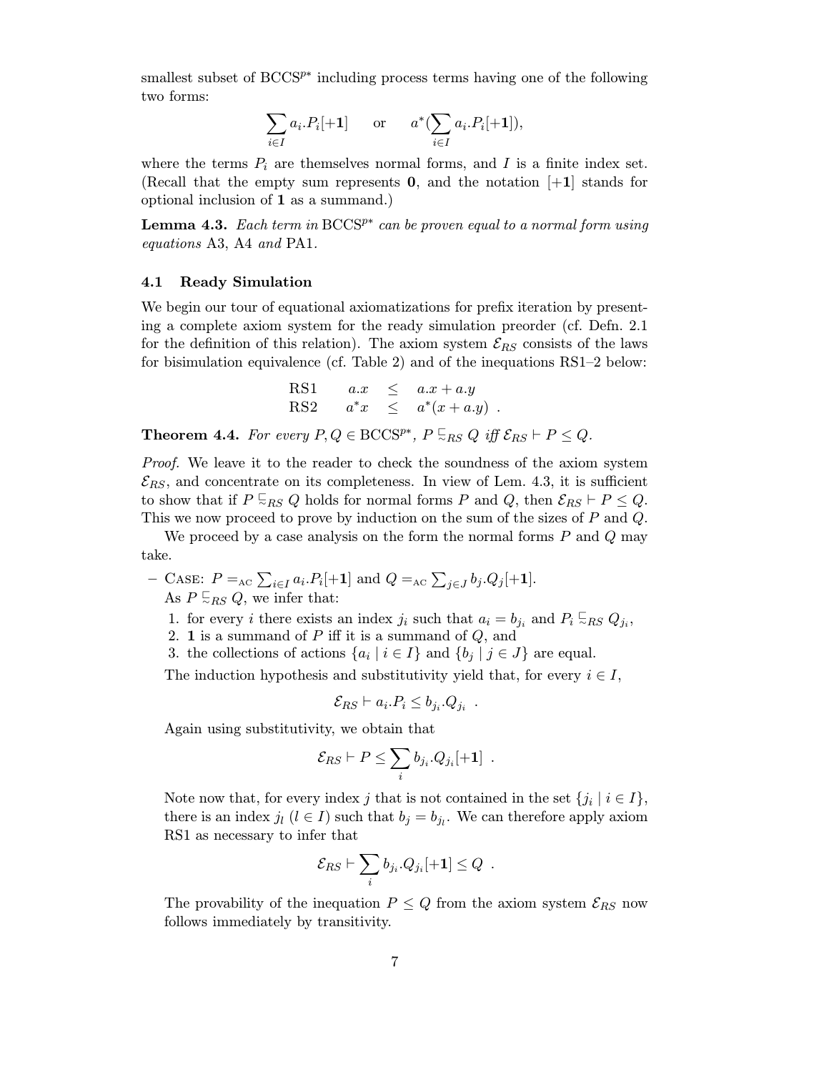smallest subset of $\text{BCCS}^{p*}$ including process terms having one of the following two forms:

$$\sum_{i\in I} a_i.P_i[+\mathbf{1}] \qquad \text{or} \qquad a^*(\sum_{i\in I} a_i.P_i[+\mathbf{1}]),$$

where the terms $P_i$ are themselves normal forms, and $I$ is a finite index set. (Recall that the empty sum represents $\mathbf{0}$, and the notation $[+\mathbf{1}]$ stands for optional inclusion of $\mathbf{1}$ as a summand.)

**Lemma 4.3.** *Each term in* $\text{BCCS}^{p*}$ *can be proven equal to a normal form using equations* A3, A4 *and* PA1.

### 4.1 Ready Simulation

We begin our tour of equational axiomatizations for prefix iteration by presenting a complete axiom system for the ready simulation preorder (cf. Defn. 2.1 for the definition of this relation). The axiom system $\mathcal{E}_{RS}$ consists of the laws for bisimulation equivalence (cf. Table 2) and of the inequations RS1–2 below:

$$\begin{array}{lrcl} \text{RS1} & a.x & \leq & a.x + a.y \\ \text{RS2} & a^*x & \leq & a^*(x + a.y) \ . \end{array}$$

**Theorem 4.4.** *For every* $P, Q \in \text{BCCS}^{p*}$, $P \sqsubseteq_{RS} Q$ *iff* $\mathcal{E}_{RS} \vdash P \leq Q$.

*Proof.* We leave it to the reader to check the soundness of the axiom system $\mathcal{E}_{RS}$, and concentrate on its completeness. In view of Lem. 4.3, it is sufficient to show that if $P \sqsubseteq_{RS} Q$ holds for normal forms $P$ and $Q$, then $\mathcal{E}_{RS} \vdash P \leq Q$. This we now proceed to prove by induction on the sum of the sizes of $P$ and $Q$.

We proceed by a case analysis on the form the normal forms $P$ and $Q$ may take.

- CASE: $P =_{\text{AC}} \sum_{i\in I} a_i.P_i[+\mathbf{1}]$ and $Q =_{\text{AC}} \sum_{j\in J} b_j.Q_j[+\mathbf{1}]$.
  As $P \sqsubseteq_{RS} Q$, we infer that:
  1. for every $i$ there exists an index $j_i$ such that $a_i = b_{j_i}$ and $P_i \sqsubseteq_{RS} Q_{j_i}$,
  2. $\mathbf{1}$ is a summand of $P$ iff it is a summand of $Q$, and
  3. the collections of actions $\{a_i \mid i \in I\}$ and $\{b_j \mid j \in J\}$ are equal.

  The induction hypothesis and substitutivity yield that, for every $i \in I$,

  $$\mathcal{E}_{RS} \vdash a_i.P_i \leq b_{j_i}.Q_{j_i} \ .$$

  Again using substitutivity, we obtain that

  $$\mathcal{E}_{RS} \vdash P \leq \sum_i b_{j_i}.Q_{j_i}[+\mathbf{1}] \ .$$

  Note now that, for every index $j$ that is not contained in the set $\{j_i \mid i \in I\}$, there is an index $j_l$ ($l \in I$) such that $b_j = b_{j_l}$. We can therefore apply axiom RS1 as necessary to infer that

  $$\mathcal{E}_{RS} \vdash \sum_i b_{j_i}.Q_{j_i}[+\mathbf{1}] \leq Q \ .$$

  The provability of the inequation $P \leq Q$ from the axiom system $\mathcal{E}_{RS}$ now follows immediately by transitivity.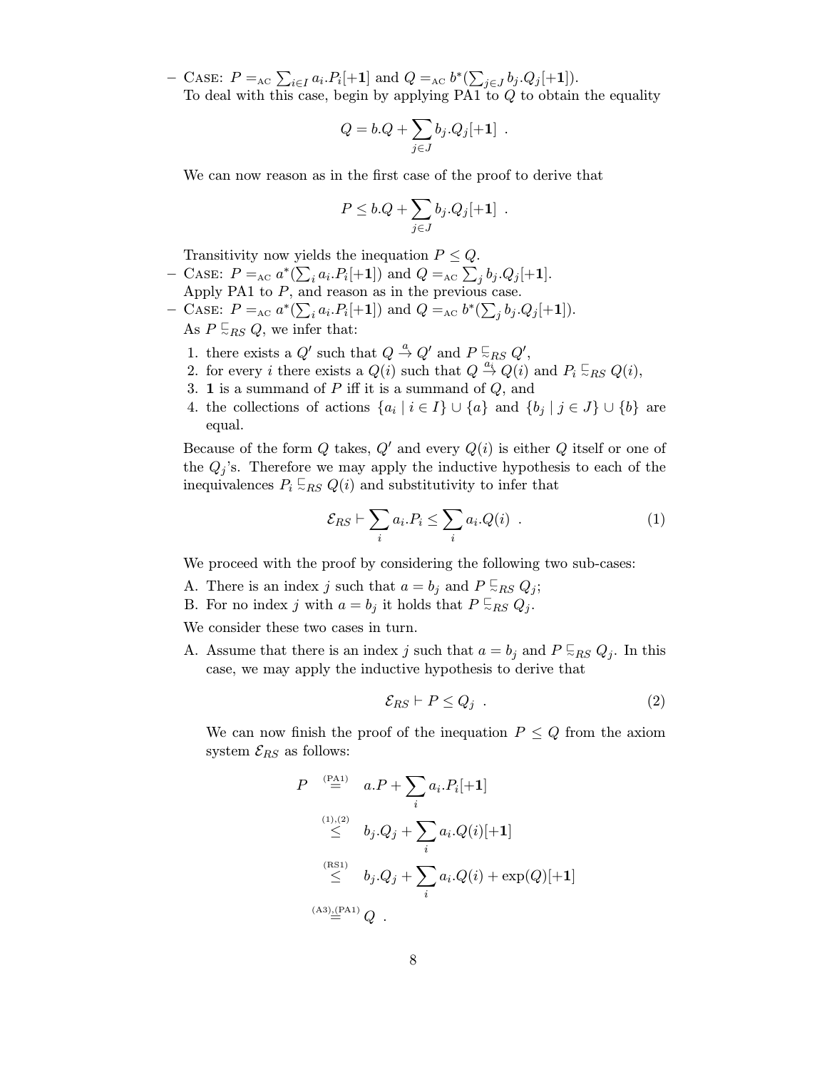– CASE: $P =_{\mathrm{AC}} \sum_{i\in I} a_i.P_i[+\mathbf{1}]$ and $Q =_{\mathrm{AC}} b^*(\sum_{j\in J} b_j.Q_j[+\mathbf{1}])$.
  To deal with this case, begin by applying PA1 to $Q$ to obtain the equality

$$Q = b.Q + \sum_{j\in J} b_j.Q_j[+\mathbf{1}] \ .$$

  We can now reason as in the first case of the proof to derive that

$$P \leq b.Q + \sum_{j\in J} b_j.Q_j[+\mathbf{1}] \ .$$

  Transitivity now yields the inequation $P \leq Q$.

– CASE: $P =_{\mathrm{AC}} a^*(\sum_i a_i.P_i[+\mathbf{1}])$ and $Q =_{\mathrm{AC}} \sum_j b_j.Q_j[+\mathbf{1}]$.
  Apply PA1 to $P$, and reason as in the previous case.

– CASE: $P =_{\mathrm{AC}} a^*(\sum_i a_i.P_i[+\mathbf{1}])$ and $Q =_{\mathrm{AC}} b^*(\sum_j b_j.Q_j[+\mathbf{1}])$.
  As $P \sqsubseteq_{RS} Q$, we infer that:

  1. there exists a $Q'$ such that $Q \stackrel{a}{\to} Q'$ and $P \sqsubseteq_{RS} Q'$,
  2. for every $i$ there exists a $Q(i)$ such that $Q \stackrel{a_i}{\to} Q(i)$ and $P_i \sqsubseteq_{RS} Q(i)$,
  3. $\mathbf{1}$ is a summand of $P$ iff it is a summand of $Q$, and
  4. the collections of actions $\{a_i \mid i \in I\} \cup \{a\}$ and $\{b_j \mid j \in J\} \cup \{b\}$ are equal.

  Because of the form $Q$ takes, $Q'$ and every $Q(i)$ is either $Q$ itself or one of the $Q_j$'s. Therefore we may apply the inductive hypothesis to each of the inequivalences $P_i \sqsubseteq_{RS} Q(i)$ and substitutivity to infer that

$$\mathcal{E}_{RS} \vdash \sum_i a_i.P_i \leq \sum_i a_i.Q(i) \ . \tag{1}$$

  We proceed with the proof by considering the following two sub-cases:

  A. There is an index $j$ such that $a = b_j$ and $P \sqsubseteq_{RS} Q_j$;
  B. For no index $j$ with $a = b_j$ it holds that $P \sqsubseteq_{RS} Q_j$.

  We consider these two cases in turn.

  A. Assume that there is an index $j$ such that $a = b_j$ and $P \sqsubseteq_{RS} Q_j$. In this case, we may apply the inductive hypothesis to derive that

$$\mathcal{E}_{RS} \vdash P \leq Q_j \ . \tag{2}$$

  We can now finish the proof of the inequation $P \leq Q$ from the axiom system $\mathcal{E}_{RS}$ as follows:

$$\begin{aligned}
P &\stackrel{\text{(PA1)}}{=} a.P + \sum_i a_i.P_i[+\mathbf{1}] \\
&\stackrel{(1),(2)}{\leq} b_j.Q_j + \sum_i a_i.Q(i)[+\mathbf{1}] \\
&\stackrel{\text{(RS1)}}{\leq} b_j.Q_j + \sum_i a_i.Q(i) + \exp(Q)[+\mathbf{1}] \\
&\stackrel{\text{(A3),(PA1)}}{=} Q \ .
\end{aligned}$$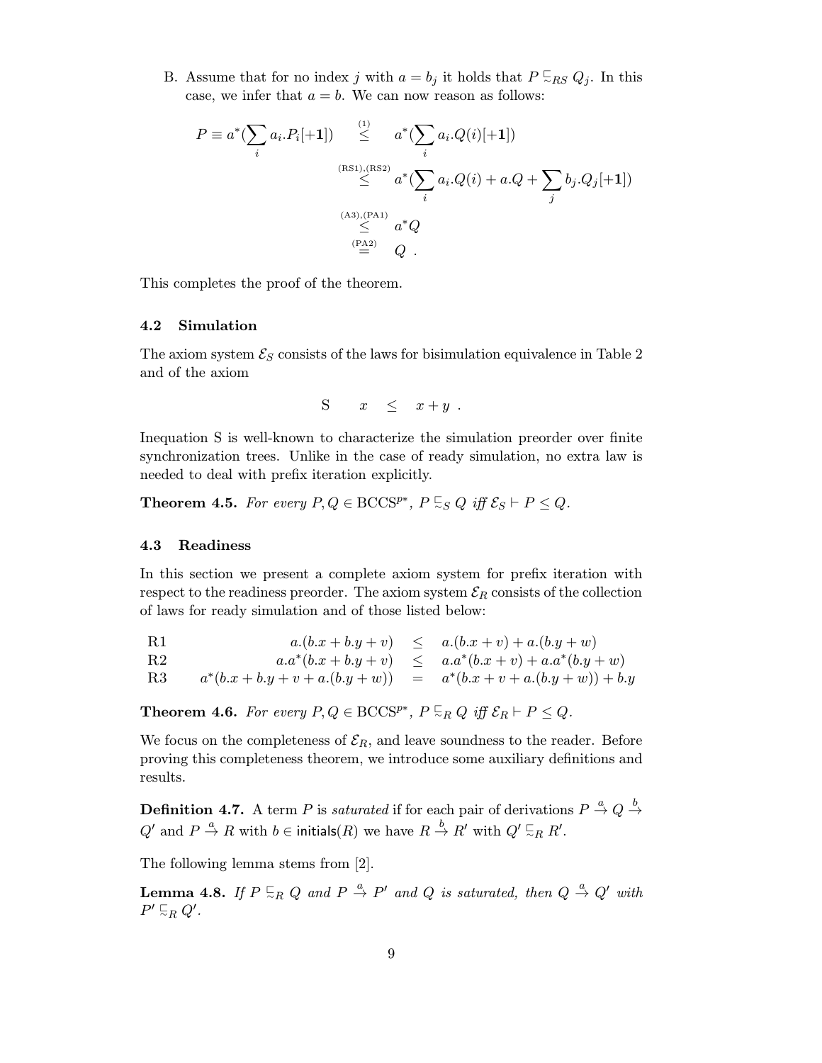B. Assume that for no index $j$ with $a = b_j$ it holds that $P \sqsubseteq_{RS} Q_j$. In this case, we infer that $a = b$. We can now reason as follows:

$$
\begin{aligned}
P \equiv a^*(\sum_i a_i.P_i[+\mathbf{1}]) &\overset{(1)}{\leq} a^*(\sum_i a_i.Q(i)[+\mathbf{1}]) \\
&\overset{(\text{RS1}),(\text{RS2})}{\leq} a^*(\sum_i a_i.Q(i) + a.Q + \sum_j b_j.Q_j[+\mathbf{1}]) \\
&\overset{(\text{A3}),(\text{PA1})}{\leq} a^*Q \\
&\overset{(\text{PA2})}{=} Q \ .
\end{aligned}
$$

This completes the proof of the theorem.

### 4.2 Simulation

The axiom system $\mathcal{E}_S$ consists of the laws for bisimulation equivalence in Table 2 and of the axiom

$$
\text{S} \qquad x \quad \leq \quad x + y \ .
$$

Inequation S is well-known to characterize the simulation preorder over finite synchronization trees. Unlike in the case of ready simulation, no extra law is needed to deal with prefix iteration explicitly.

**Theorem 4.5.** *For every $P, Q \in \text{BCCS}^{p*}$, $P \sqsubseteq_S Q$ iff $\mathcal{E}_S \vdash P \leq Q$.*

### 4.3 Readiness

In this section we present a complete axiom system for prefix iteration with respect to the readiness preorder. The axiom system $\mathcal{E}_R$ consists of the collection of laws for ready simulation and of those listed below:

| | | | |
|---|---|---|---|
| R1 | $a.(b.x + b.y + v)$ | $\leq$ | $a.(b.x + v) + a.(b.y + w)$ |
| R2 | $a.a^*(b.x + b.y + v)$ | $\leq$ | $a.a^*(b.x + v) + a.a^*(b.y + w)$ |
| R3 | $a^*(b.x + b.y + v + a.(b.y + w))$ | $=$ | $a^*(b.x + v + a.(b.y + w)) + b.y$ |

**Theorem 4.6.** *For every $P, Q \in \text{BCCS}^{p*}$, $P \sqsubseteq_R Q$ iff $\mathcal{E}_R \vdash P \leq Q$.*

We focus on the completeness of $\mathcal{E}_R$, and leave soundness to the reader. Before proving this completeness theorem, we introduce some auxiliary definitions and results.

**Definition 4.7.** A term $P$ is *saturated* if for each pair of derivations $P \xrightarrow{a} Q \xrightarrow{b} Q'$ and $P \xrightarrow{a} R$ with $b \in \mathsf{initials}(R)$ we have $R \xrightarrow{b} R'$ with $Q' \sqsubseteq_R R'$.

The following lemma stems from [2].

**Lemma 4.8.** *If $P \sqsubseteq_R Q$ and $P \xrightarrow{a} P'$ and $Q$ is saturated, then $Q \xrightarrow{a} Q'$ with $P' \sqsubseteq_R Q'$.*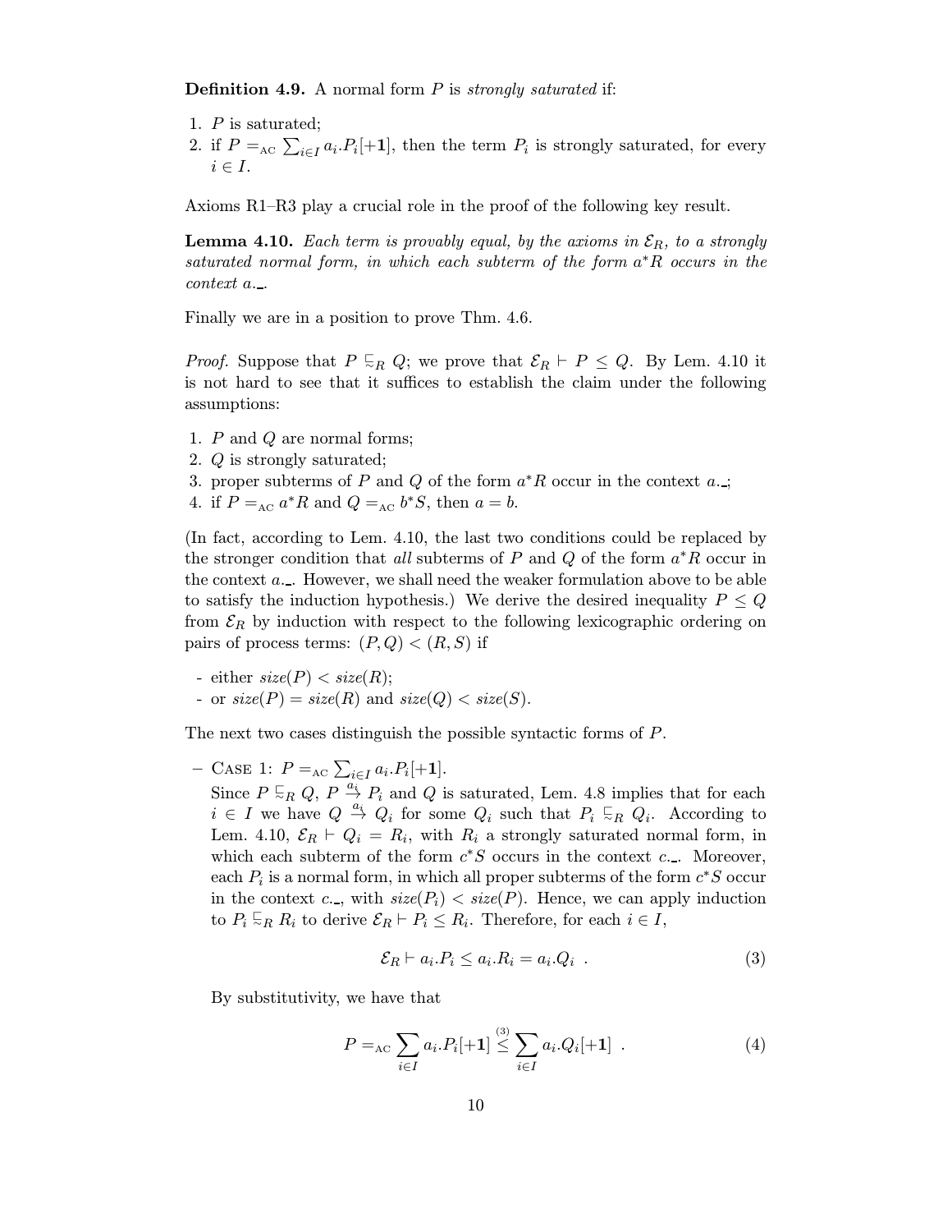**Definition 4.9.** A normal form $P$ is *strongly saturated* if:

1. $P$ is saturated;
2. if $P =_{\text{AC}} \sum_{i\in I} a_i.P_i[+\mathbf{1}]$, then the term $P_i$ is strongly saturated, for every $i \in I$.

Axioms R1–R3 play a crucial role in the proof of the following key result.

**Lemma 4.10.** *Each term is provably equal, by the axioms in $\mathcal{E}_R$, to a strongly saturated normal form, in which each subterm of the form $a^*R$ occurs in the context $a.\_$.*

Finally we are in a position to prove Thm. 4.6.

*Proof.* Suppose that $P \sqsubseteq_R Q$; we prove that $\mathcal{E}_R \vdash P \leq Q$. By Lem. 4.10 it is not hard to see that it suffices to establish the claim under the following assumptions:

1. $P$ and $Q$ are normal forms;
2. $Q$ is strongly saturated;
3. proper subterms of $P$ and $Q$ of the form $a^*R$ occur in the context $a.\_$;
4. if $P =_{\text{AC}} a^*R$ and $Q =_{\text{AC}} b^*S$, then $a = b$.

(In fact, according to Lem. 4.10, the last two conditions could be replaced by the stronger condition that *all* subterms of $P$ and $Q$ of the form $a^*R$ occur in the context $a.\_$. However, we shall need the weaker formulation above to be able to satisfy the induction hypothesis.) We derive the desired inequality $P \leq Q$ from $\mathcal{E}_R$ by induction with respect to the following lexicographic ordering on pairs of process terms: $(P, Q) < (R, S)$ if

- either $size(P) < size(R)$;
- or $size(P) = size(R)$ and $size(Q) < size(S)$.

The next two cases distinguish the possible syntactic forms of $P$.

– CASE 1: $P =_{\text{AC}} \sum_{i\in I} a_i.P_i[+\mathbf{1}]$.
Since $P \sqsubseteq_R Q$, $P \xrightarrow{a_i} P_i$ and $Q$ is saturated, Lem. 4.8 implies that for each $i \in I$ we have $Q \xrightarrow{a_i} Q_i$ for some $Q_i$ such that $P_i \sqsubseteq_R Q_i$. According to Lem. 4.10, $\mathcal{E}_R \vdash Q_i = R_i$, with $R_i$ a strongly saturated normal form, in which each subterm of the form $c^*S$ occurs in the context $c.\_$. Moreover, each $P_i$ is a normal form, in which all proper subterms of the form $c^*S$ occur in the context $c.\_$, with $size(P_i) < size(P)$. Hence, we can apply induction to $P_i \sqsubseteq_R R_i$ to derive $\mathcal{E}_R \vdash P_i \leq R_i$. Therefore, for each $i \in I$,

$$\mathcal{E}_R \vdash a_i.P_i \leq a_i.R_i = a_i.Q_i \ . \tag{3}$$

By substitutivity, we have that

$$P =_{\text{AC}} \sum_{i\in I} a_i.P_i[+\mathbf{1}] \overset{(3)}{\leq} \sum_{i\in I} a_i.Q_i[+\mathbf{1}] \ . \tag{4}$$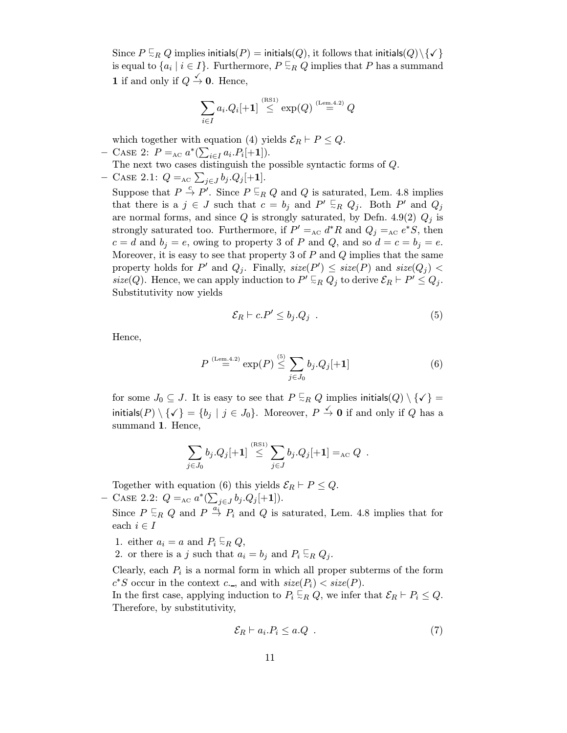Since $P \precsim_R Q$ implies $\mathsf{initials}(P) = \mathsf{initials}(Q)$, it follows that $\mathsf{initials}(Q)\setminus\{\checkmark\}$ is equal to $\{a_i \mid i \in I\}$. Furthermore, $P \precsim_R Q$ implies that $P$ has a summand $\mathbf{1}$ if and only if $Q \xrightarrow{\checkmark} \mathbf{0}$. Hence,

$$\sum_{i\in I} a_i.Q_i[+\mathbf{1}] \overset{\text{(RS1)}}{\leq} \exp(Q) \overset{\text{(Lem.4.2)}}{=} Q$$

which together with equation (4) yields $\mathcal{E}_R \vdash P \leq Q$.

– Case 2: $P =_{\text{AC}} a^*(\sum_{i\in I} a_i.P_i[+\mathbf{1}])$.
The next two cases distinguish the possible syntactic forms of $Q$.

– Case 2.1: $Q =_{\text{AC}} \sum_{j\in J} b_j.Q_j[+\mathbf{1}]$.
Suppose that $P \xrightarrow{c} P'$. Since $P \precsim_R Q$ and $Q$ is saturated, Lem. 4.8 implies that there is a $j \in J$ such that $c = b_j$ and $P' \precsim_R Q_j$. Both $P'$ and $Q_j$ are normal forms, and since $Q$ is strongly saturated, by Defn. 4.9(2) $Q_j$ is strongly saturated too. Furthermore, if $P' =_{\text{AC}} d^*R$ and $Q_j =_{\text{AC}} e^*S$, then $c = d$ and $b_j = e$, owing to property 3 of $P$ and $Q$, and so $d = c = b_j = e$. Moreover, it is easy to see that property 3 of $P$ and $Q$ implies that the same property holds for $P'$ and $Q_j$. Finally, $size(P') \leq size(P)$ and $size(Q_j) < size(Q)$. Hence, we can apply induction to $P' \precsim_R Q_j$ to derive $\mathcal{E}_R \vdash P' \leq Q_j$. Substitutivity now yields

$$\mathcal{E}_R \vdash c.P' \leq b_j.Q_j \ . \tag{5}$$

Hence,

$$P \overset{\text{(Lem.4.2)}}{=} \exp(P) \overset{(5)}{\leq} \sum_{j\in J_0} b_j.Q_j[+\mathbf{1}] \tag{6}$$

for some $J_0 \subseteq J$. It is easy to see that $P \precsim_R Q$ implies $\mathsf{initials}(Q) \setminus \{\checkmark\} = \mathsf{initials}(P) \setminus \{\checkmark\} = \{b_j \mid j \in J_0\}$. Moreover, $P \xrightarrow{\checkmark} \mathbf{0}$ if and only if $Q$ has a summand $\mathbf{1}$. Hence,

$$\sum_{j\in J_0} b_j.Q_j[+\mathbf{1}] \overset{\text{(RS1)}}{\leq} \sum_{j\in J} b_j.Q_j[+\mathbf{1}] =_{\text{AC}} Q \ .$$

Together with equation (6) this yields $\mathcal{E}_R \vdash P \leq Q$.

– Case 2.2: $Q =_{\text{AC}} a^*(\sum_{j\in J} b_j.Q_j[+\mathbf{1}])$.
Since $P \precsim_R Q$ and $P \xrightarrow{a_i} P_i$ and $Q$ is saturated, Lem. 4.8 implies that for each $i \in I$

1. either $a_i = a$ and $P_i \precsim_R Q$,
2. or there is a $j$ such that $a_i = b_j$ and $P_i \precsim_R Q_j$.

Clearly, each $P_i$ is a normal form in which all proper subterms of the form $c^*S$ occur in the context $c.\_$, and with $size(P_i) < size(P)$.
In the first case, applying induction to $P_i \precsim_R Q$, we infer that $\mathcal{E}_R \vdash P_i \leq Q$. Therefore, by substitutivity,

$$\mathcal{E}_R \vdash a_i.P_i \leq a.Q \ . \tag{7}$$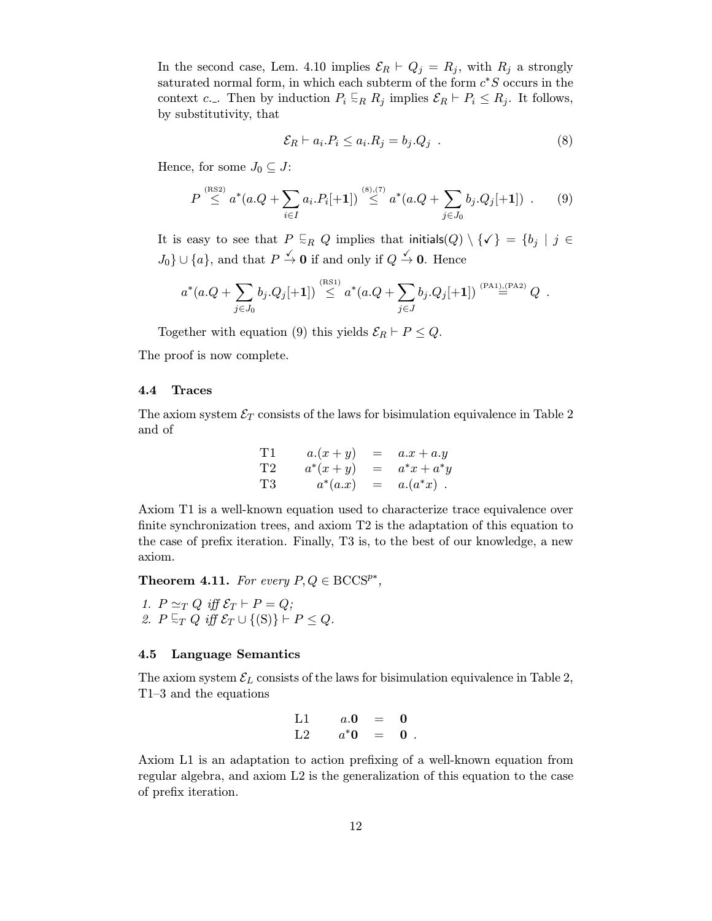In the second case, Lem. 4.10 implies $\mathcal{E}_R \vdash Q_j = R_j$, with $R_j$ a strongly saturated normal form, in which each subterm of the form $c^*S$ occurs in the context $c.\_$. Then by induction $P_i \sqsubseteq_R R_j$ implies $\mathcal{E}_R \vdash P_i \leq R_j$. It follows, by substitutivity, that

$$\mathcal{E}_R \vdash a_i.P_i \leq a_i.R_j = b_j.Q_j \ . \tag{8}$$

Hence, for some $J_0 \subseteq J$:

$$P \overset{\text{(RS2)}}{\leq} a^*(a.Q + \sum_{i\in I} a_i.P_i[+\mathbf{1}]) \overset{(8),(7)}{\leq} a^*(a.Q + \sum_{j\in J_0} b_j.Q_j[+\mathbf{1}]) \ . \tag{9}$$

It is easy to see that $P \sqsubseteq_R Q$ implies that $\mathsf{initials}(Q) \setminus \{\checkmark\} = \{b_j \mid j \in J_0\} \cup \{a\}$, and that $P \overset{\checkmark}{\to} \mathbf{0}$ if and only if $Q \overset{\checkmark}{\to} \mathbf{0}$. Hence

$$a^*(a.Q + \sum_{j\in J_0} b_j.Q_j[+\mathbf{1}]) \overset{\text{(RS1)}}{\leq} a^*(a.Q + \sum_{j\in J} b_j.Q_j[+\mathbf{1}]) \overset{\text{(PA1),(PA2)}}{=} Q \ .$$

Together with equation (9) this yields $\mathcal{E}_R \vdash P \leq Q$.

The proof is now complete.

### 4.4 Traces

The axiom system $\mathcal{E}_T$ consists of the laws for bisimulation equivalence in Table 2 and of

$$\begin{array}{llcl} \text{T1} & a.(x+y) & = & a.x + a.y \\ \text{T2} & a^*(x+y) & = & a^*x + a^*y \\ \text{T3} & a^*(a.x) & = & a.(a^*x) \ . \end{array}$$

Axiom T1 is a well-known equation used to characterize trace equivalence over finite synchronization trees, and axiom T2 is the adaptation of this equation to the case of prefix iteration. Finally, T3 is, to the best of our knowledge, a new axiom.

**Theorem 4.11.** *For every $P, Q \in \mathrm{BCCS}^{p*}$,*

1. *$P \simeq_T Q$ iff $\mathcal{E}_T \vdash P = Q$;*
2. *$P \sqsubseteq_T Q$ iff $\mathcal{E}_T \cup \{\text{(S)}\} \vdash P \leq Q$.*

### 4.5 Language Semantics

The axiom system $\mathcal{E}_L$ consists of the laws for bisimulation equivalence in Table 2, T1–3 and the equations

$$\begin{array}{llcl} \text{L1} & a.\mathbf{0} & = & \mathbf{0} \\ \text{L2} & a^*\mathbf{0} & = & \mathbf{0} \ . \end{array}$$

Axiom L1 is an adaptation to action prefixing of a well-known equation from regular algebra, and axiom L2 is the generalization of this equation to the case of prefix iteration.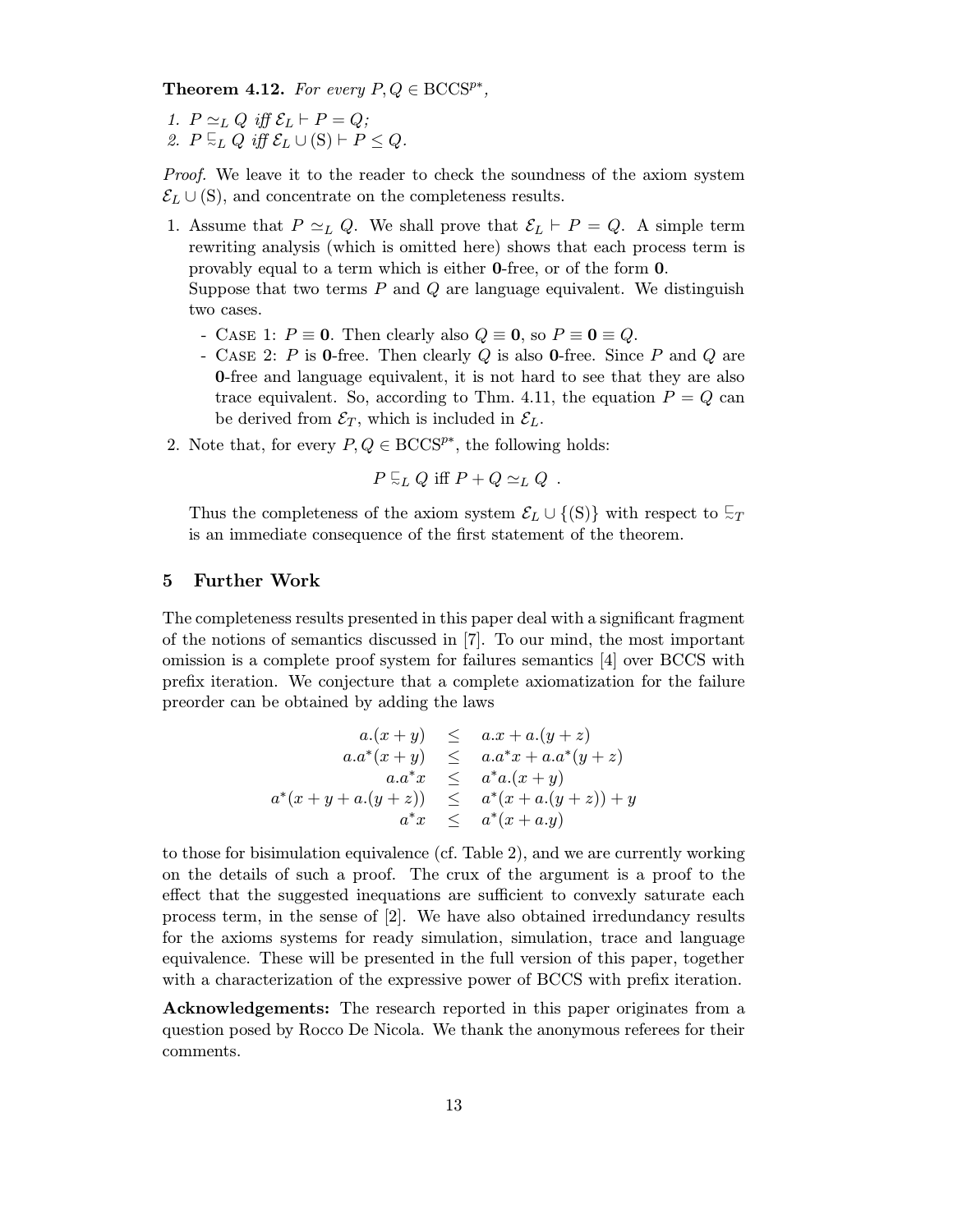**Theorem 4.12.** *For every $P, Q \in \mathrm{BCCS}^{p*}$,*

1. *$P \simeq_L Q$ iff $\mathcal{E}_L \vdash P = Q$;*
2. *$P \sqsubseteq_L Q$ iff $\mathcal{E}_L \cup (\mathrm{S}) \vdash P \leq Q$.*

*Proof.* We leave it to the reader to check the soundness of the axiom system $\mathcal{E}_L \cup (\mathrm{S})$, and concentrate on the completeness results.

1. Assume that $P \simeq_L Q$. We shall prove that $\mathcal{E}_L \vdash P = Q$. A simple term rewriting analysis (which is omitted here) shows that each process term is provably equal to a term which is either **0**-free, or of the form **0**.
   Suppose that two terms $P$ and $Q$ are language equivalent. We distinguish two cases.
   - Case 1: $P \equiv \mathbf{0}$. Then clearly also $Q \equiv \mathbf{0}$, so $P \equiv \mathbf{0} \equiv Q$.
   - Case 2: $P$ is **0**-free. Then clearly $Q$ is also **0**-free. Since $P$ and $Q$ are **0**-free and language equivalent, it is not hard to see that they are also trace equivalent. So, according to Thm. 4.11, the equation $P = Q$ can be derived from $\mathcal{E}_T$, which is included in $\mathcal{E}_L$.
2. Note that, for every $P, Q \in \mathrm{BCCS}^{p*}$, the following holds:

$$P \sqsubseteq_L Q \text{ iff } P + Q \simeq_L Q \ .$$

   Thus the completeness of the axiom system $\mathcal{E}_L \cup \{(\mathrm{S})\}$ with respect to $\sqsubseteq_T$ is an immediate consequence of the first statement of the theorem.

## 5 Further Work

The completeness results presented in this paper deal with a significant fragment of the notions of semantics discussed in [7]. To our mind, the most important omission is a complete proof system for failures semantics [4] over BCCS with prefix iteration. We conjecture that a complete axiomatization for the failure preorder can be obtained by adding the laws

$$
\begin{array}{rcl}
a.(x+y) & \leq & a.x + a.(y+z) \\
a.a^*(x+y) & \leq & a.a^*x + a.a^*(y+z) \\
a.a^*x & \leq & a^*a.(x+y) \\
a^*(x+y+a.(y+z)) & \leq & a^*(x+a.(y+z)) + y \\
a^*x & \leq & a^*(x+a.y)
\end{array}
$$

to those for bisimulation equivalence (cf. Table 2), and we are currently working on the details of such a proof. The crux of the argument is a proof to the effect that the suggested inequations are sufficient to convexly saturate each process term, in the sense of [2]. We have also obtained irredundancy results for the axioms systems for ready simulation, simulation, trace and language equivalence. These will be presented in the full version of this paper, together with a characterization of the expressive power of BCCS with prefix iteration.

**Acknowledgements:** The research reported in this paper originates from a question posed by Rocco De Nicola. We thank the anonymous referees for their comments.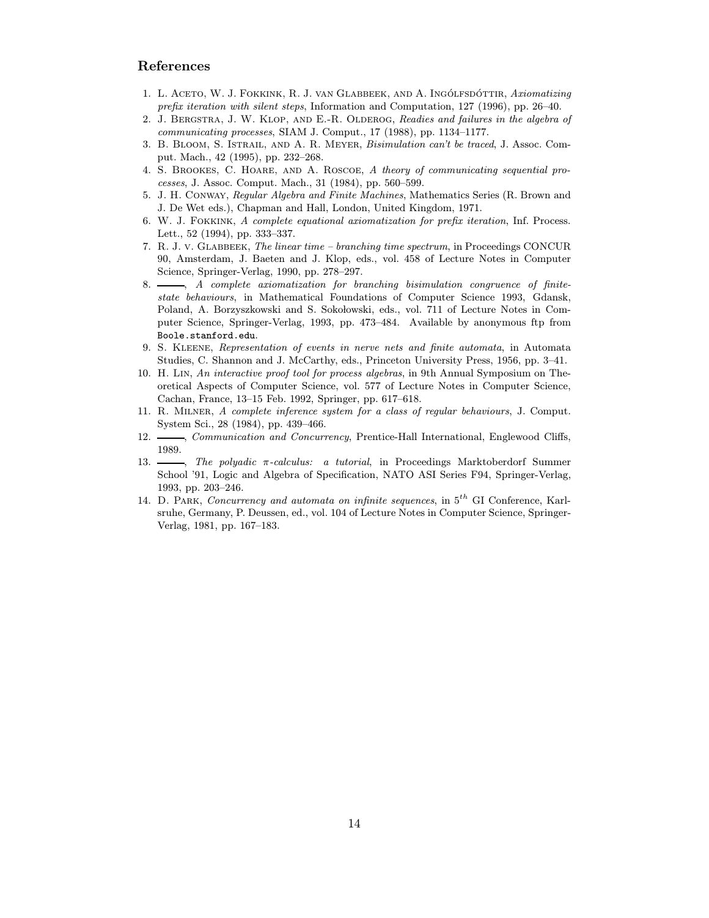## References

1. L. Aceto, W. J. Fokkink, R. J. van Glabbeek, and A. Ingólfsdóttir, *Axiomatizing prefix iteration with silent steps*, Information and Computation, 127 (1996), pp. 26–40.
2. J. Bergstra, J. W. Klop, and E.-R. Olderog, *Readies and failures in the algebra of communicating processes*, SIAM J. Comput., 17 (1988), pp. 1134–1177.
3. B. Bloom, S. Istrail, and A. R. Meyer, *Bisimulation can't be traced*, J. Assoc. Comput. Mach., 42 (1995), pp. 232–268.
4. S. Brookes, C. Hoare, and A. Roscoe, *A theory of communicating sequential processes*, J. Assoc. Comput. Mach., 31 (1984), pp. 560–599.
5. J. H. Conway, *Regular Algebra and Finite Machines*, Mathematics Series (R. Brown and J. De Wet eds.), Chapman and Hall, London, United Kingdom, 1971.
6. W. J. Fokkink, *A complete equational axiomatization for prefix iteration*, Inf. Process. Lett., 52 (1994), pp. 333–337.
7. R. J. v. Glabbeek, *The linear time – branching time spectrum*, in Proceedings CONCUR 90, Amsterdam, J. Baeten and J. Klop, eds., vol. 458 of Lecture Notes in Computer Science, Springer-Verlag, 1990, pp. 278–297.
8. ———, *A complete axiomatization for branching bisimulation congruence of finite-state behaviours*, in Mathematical Foundations of Computer Science 1993, Gdansk, Poland, A. Borzyszkowski and S. Sokołowski, eds., vol. 711 of Lecture Notes in Computer Science, Springer-Verlag, 1993, pp. 473–484. Available by anonymous ftp from `Boole.stanford.edu`.
9. S. Kleene, *Representation of events in nerve nets and finite automata*, in Automata Studies, C. Shannon and J. McCarthy, eds., Princeton University Press, 1956, pp. 3–41.
10. H. Lin, *An interactive proof tool for process algebras*, in 9th Annual Symposium on Theoretical Aspects of Computer Science, vol. 577 of Lecture Notes in Computer Science, Cachan, France, 13–15 Feb. 1992, Springer, pp. 617–618.
11. R. Milner, *A complete inference system for a class of regular behaviours*, J. Comput. System Sci., 28 (1984), pp. 439–466.
12. ———, *Communication and Concurrency*, Prentice-Hall International, Englewood Cliffs, 1989.
13. ———, *The polyadic $\pi$-calculus: a tutorial*, in Proceedings Marktoberdorf Summer School '91, Logic and Algebra of Specification, NATO ASI Series F94, Springer-Verlag, 1993, pp. 203–246.
14. D. Park, *Concurrency and automata on infinite sequences*, in $5^{th}$ GI Conference, Karlsruhe, Germany, P. Deussen, ed., vol. 104 of Lecture Notes in Computer Science, Springer-Verlag, 1981, pp. 167–183.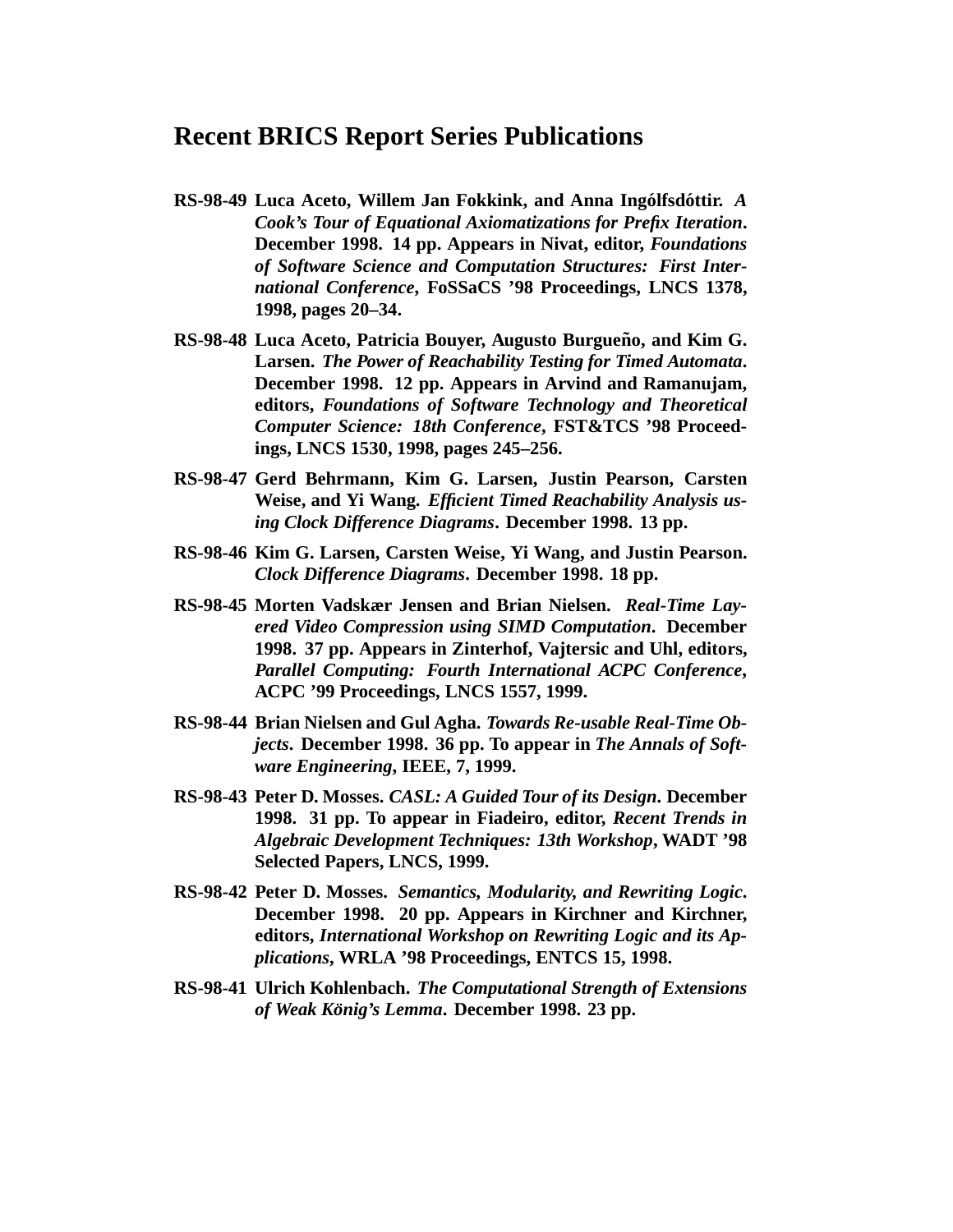# Recent BRICS Report Series Publications

**RS-98-49 Luca Aceto, Willem Jan Fokkink, and Anna Ingólfsdóttir.** ***A Cook's Tour of Equational Axiomatizations for Prefix Iteration*****. December 1998. 14 pp. Appears in Nivat, editor,** ***Foundations of Software Science and Computation Structures: First International Conference*****, FoSSaCS '98 Proceedings, LNCS 1378, 1998, pages 20–34.**

**RS-98-48 Luca Aceto, Patricia Bouyer, Augusto Burgueño, and Kim G. Larsen.** ***The Power of Reachability Testing for Timed Automata*****. December 1998. 12 pp. Appears in Arvind and Ramanujam, editors,** ***Foundations of Software Technology and Theoretical Computer Science: 18th Conference*****, FST&TCS '98 Proceedings, LNCS 1530, 1998, pages 245–256.**

**RS-98-47 Gerd Behrmann, Kim G. Larsen, Justin Pearson, Carsten Weise, and Yi Wang.** ***Efficient Timed Reachability Analysis using Clock Difference Diagrams*****. December 1998. 13 pp.**

**RS-98-46 Kim G. Larsen, Carsten Weise, Yi Wang, and Justin Pearson.** ***Clock Difference Diagrams*****. December 1998. 18 pp.**

**RS-98-45 Morten Vadskær Jensen and Brian Nielsen.** ***Real-Time Layered Video Compression using SIMD Computation*****. December 1998. 37 pp. Appears in Zinterhof, Vajtersic and Uhl, editors,** ***Parallel Computing: Fourth International ACPC Conference*****, ACPC '99 Proceedings, LNCS 1557, 1999.**

**RS-98-44 Brian Nielsen and Gul Agha.** ***Towards Re-usable Real-Time Objects*****. December 1998. 36 pp. To appear in** ***The Annals of Software Engineering*****, IEEE, 7, 1999.**

**RS-98-43 Peter D. Mosses.** ***CASL: A Guided Tour of its Design*****. December 1998. 31 pp. To appear in Fiadeiro, editor,** ***Recent Trends in Algebraic Development Techniques: 13th Workshop*****, WADT '98 Selected Papers, LNCS, 1999.**

**RS-98-42 Peter D. Mosses.** ***Semantics, Modularity, and Rewriting Logic*****. December 1998. 20 pp. Appears in Kirchner and Kirchner, editors,** ***International Workshop on Rewriting Logic and its Applications*****, WRLA '98 Proceedings, ENTCS 15, 1998.**

**RS-98-41 Ulrich Kohlenbach.** ***The Computational Strength of Extensions of Weak König's Lemma*****. December 1998. 23 pp.**